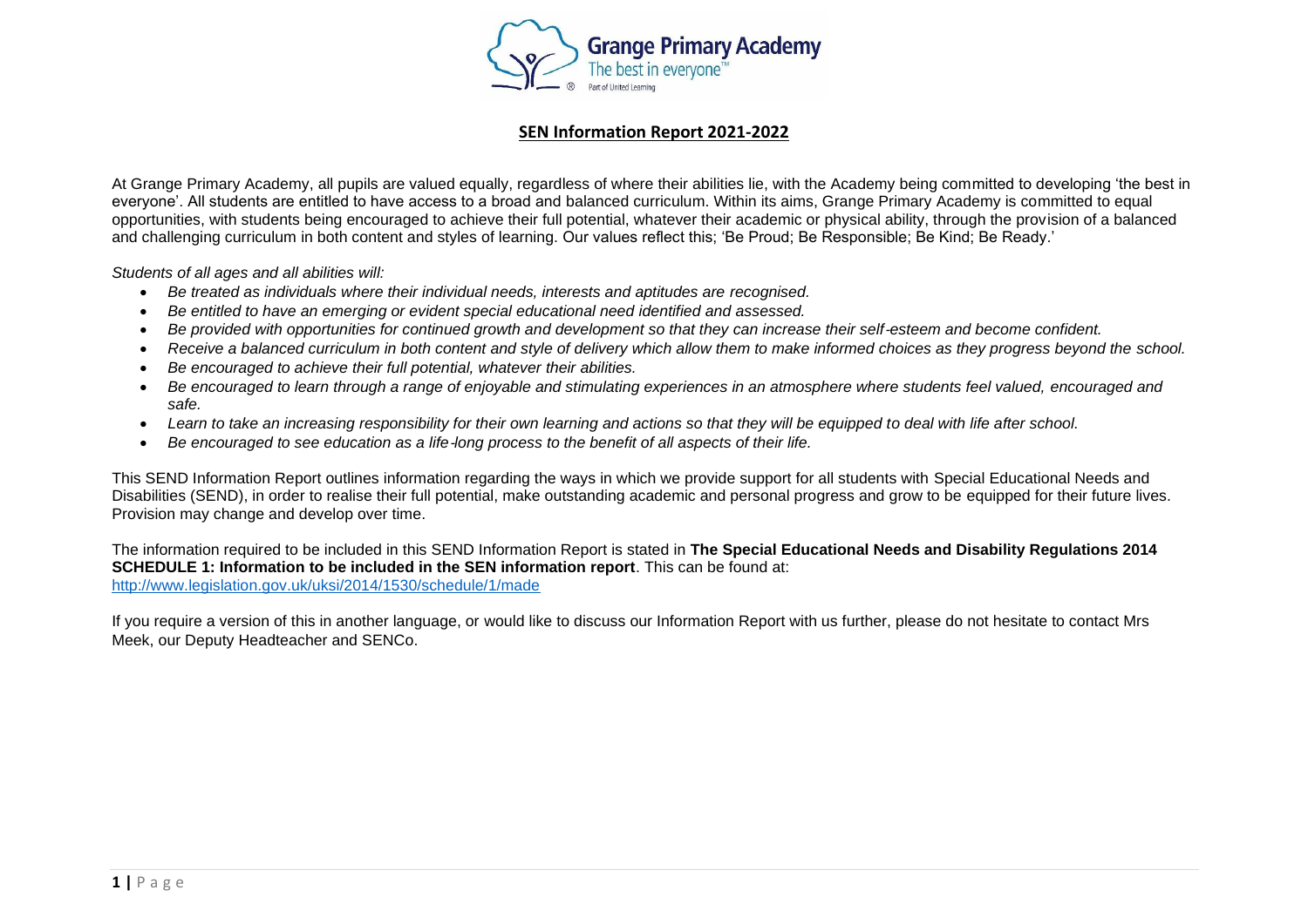Grange Primary Academy
The best in everyone™
Part of United Learning

## SEN Information Report 2021-2022

At Grange Primary Academy, all pupils are valued equally, regardless of where their abilities lie, with the Academy being committed to developing 'the best in everyone'. All students are entitled to have access to a broad and balanced curriculum. Within its aims, Grange Primary Academy is committed to equal opportunities, with students being encouraged to achieve their full potential, whatever their academic or physical ability, through the provision of a balanced and challenging curriculum in both content and styles of learning. Our values reflect this; 'Be Proud; Be Responsible; Be Kind; Be Ready.'

*Students of all ages and all abilities will:*

- *Be treated as individuals where their individual needs, interests and aptitudes are recognised.*
- *Be entitled to have an emerging or evident special educational need identified and assessed.*
- *Be provided with opportunities for continued growth and development so that they can increase their self-esteem and become confident.*
- *Receive a balanced curriculum in both content and style of delivery which allow them to make informed choices as they progress beyond the school.*
- *Be encouraged to achieve their full potential, whatever their abilities.*
- *Be encouraged to learn through a range of enjoyable and stimulating experiences in an atmosphere where students feel valued, encouraged and safe.*
- *Learn to take an increasing responsibility for their own learning and actions so that they will be equipped to deal with life after school.*
- *Be encouraged to see education as a life-long process to the benefit of all aspects of their life.*

This SEND Information Report outlines information regarding the ways in which we provide support for all students with Special Educational Needs and Disabilities (SEND), in order to realise their full potential, make outstanding academic and personal progress and grow to be equipped for their future lives. Provision may change and develop over time.

The information required to be included in this SEND Information Report is stated in **The Special Educational Needs and Disability Regulations 2014 SCHEDULE 1: Information to be included in the SEN information report**. This can be found at:
http://www.legislation.gov.uk/uksi/2014/1530/schedule/1/made

If you require a version of this in another language, or would like to discuss our Information Report with us further, please do not hesitate to contact Mrs Meek, our Deputy Headteacher and SENCo.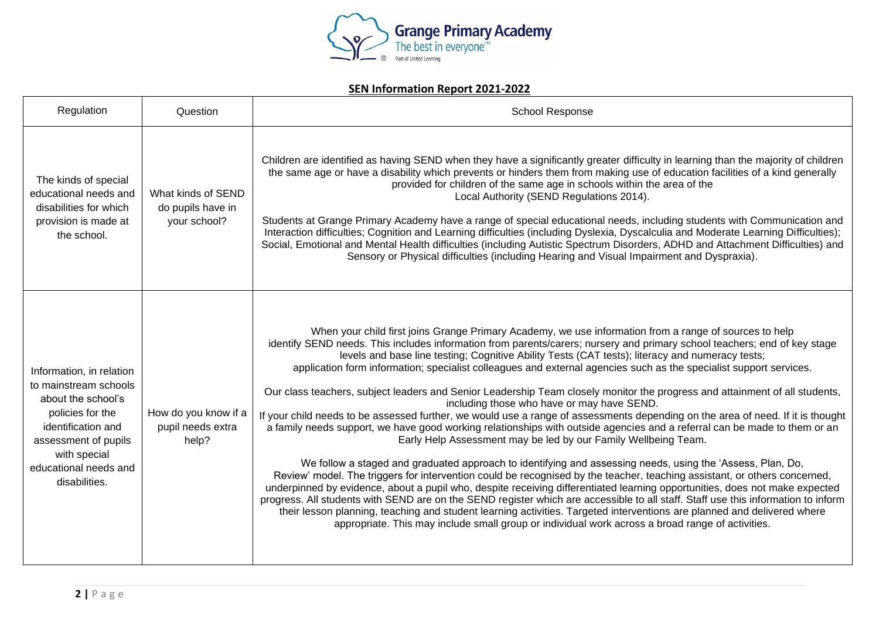**SEN Information Report 2021-2022**

| Regulation | Question | School Response |
| --- | --- | --- |
| The kinds of special educational needs and disabilities for which provision is made at the school. | What kinds of SEND do pupils have in your school? | Children are identified as having SEND when they have a significantly greater difficulty in learning than the majority of children the same age or have a disability which prevents or hinders them from making use of education facilities of a kind generally provided for children of the same age in schools within the area of the Local Authority (SEND Regulations 2014).<br><br>Students at Grange Primary Academy have a range of special educational needs, including students with Communication and Interaction difficulties; Cognition and Learning difficulties (including Dyslexia, Dyscalculia and Moderate Learning Difficulties); Social, Emotional and Mental Health difficulties (including Autistic Spectrum Disorders, ADHD and Attachment Difficulties) and Sensory or Physical difficulties (including Hearing and Visual Impairment and Dyspraxia). |
| Information, in relation to mainstream schools about the school's policies for the identification and assessment of pupils with special educational needs and disabilities. | How do you know if a pupil needs extra help? | When your child first joins Grange Primary Academy, we use information from a range of sources to help identify SEND needs. This includes information from parents/carers; nursery and primary school teachers; end of key stage levels and base line testing; Cognitive Ability Tests (CAT tests); literacy and numeracy tests; application form information; specialist colleagues and external agencies such as the specialist support services.<br><br>Our class teachers, subject leaders and Senior Leadership Team closely monitor the progress and attainment of all students, including those who have or may have SEND.<br>If your child needs to be assessed further, we would use a range of assessments depending on the area of need. If it is thought a family needs support, we have good working relationships with outside agencies and a referral can be made to them or an Early Help Assessment may be led by our Family Wellbeing Team.<br><br>We follow a staged and graduated approach to identifying and assessing needs, using the 'Assess, Plan, Do, Review' model. The triggers for intervention could be recognised by the teacher, teaching assistant, or others concerned, underpinned by evidence, about a pupil who, despite receiving differentiated learning opportunities, does not make expected progress. All students with SEND are on the SEND register which are accessible to all staff. Staff use this information to inform their lesson planning, teaching and student learning activities. Targeted interventions are planned and delivered where appropriate. This may include small group or individual work across a broad range of activities. |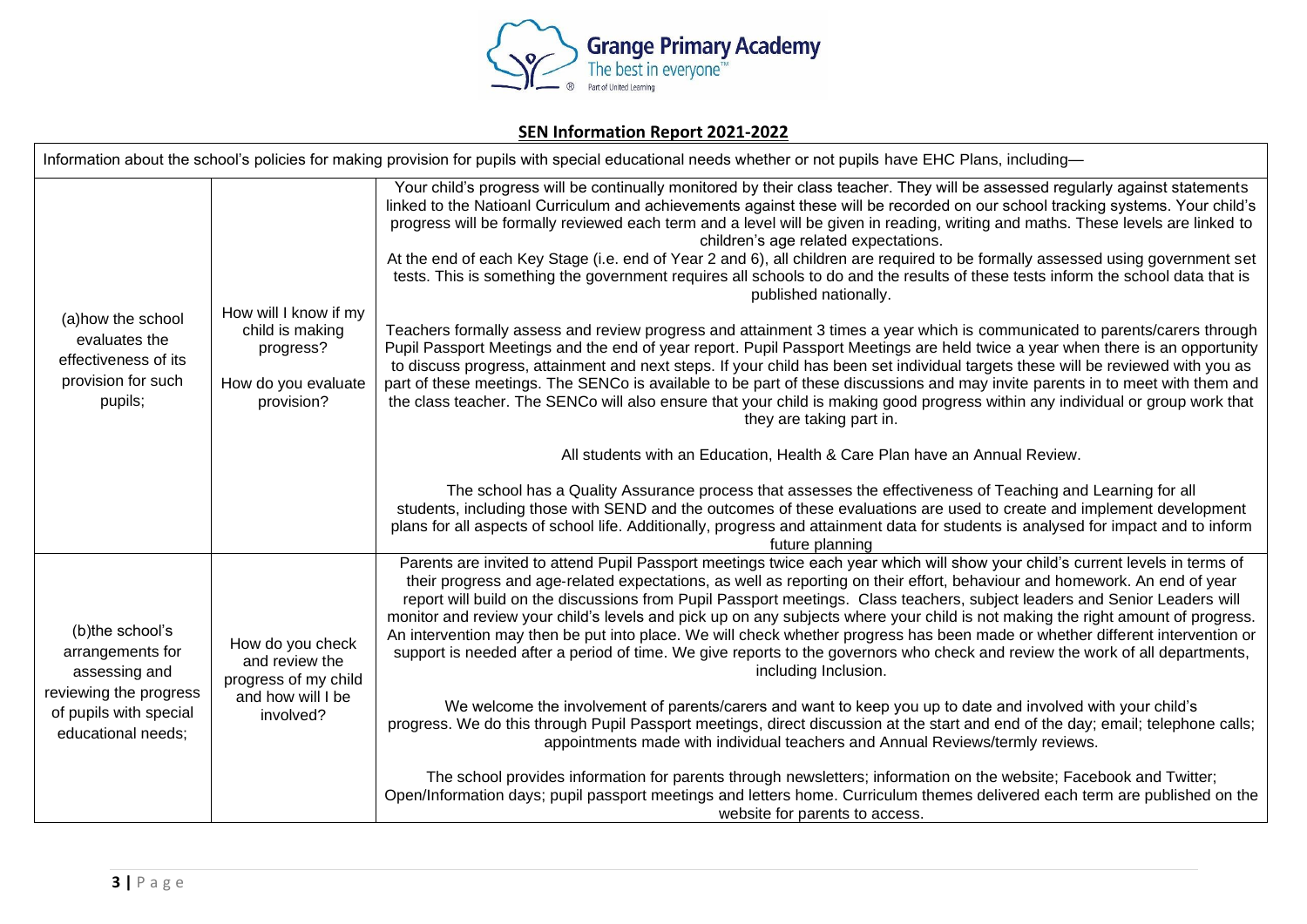Grange Primary Academy
The best in everyone™
Part of United Learning

## SEN Information Report 2021-2022

| Information about the school's policies for making provision for pupils with special educational needs whether or not pupils have EHC Plans, including— | | |
|---|---|---|
| (a)how the school evaluates the effectiveness of its provision for such pupils; | How will I know if my child is making progress?<br><br>How do you evaluate provision? | Your child's progress will be continually monitored by their class teacher. They will be assessed regularly against statements linked to the Natioanl Curriculum and achievements against these will be recorded on our school tracking systems. Your child's progress will be formally reviewed each term and a level will be given in reading, writing and maths. These levels are linked to children's age related expectations.<br>At the end of each Key Stage (i.e. end of Year 2 and 6), all children are required to be formally assessed using government set tests. This is something the government requires all schools to do and the results of these tests inform the school data that is published nationally.<br><br>Teachers formally assess and review progress and attainment 3 times a year which is communicated to parents/carers through Pupil Passport Meetings and the end of year report. Pupil Passport Meetings are held twice a year when there is an opportunity to discuss progress, attainment and next steps. If your child has been set individual targets these will be reviewed with you as part of these meetings. The SENCo is available to be part of these discussions and may invite parents in to meet with them and the class teacher. The SENCo will also ensure that your child is making good progress within any individual or group work that they are taking part in.<br><br>All students with an Education, Health & Care Plan have an Annual Review.<br><br>The school has a Quality Assurance process that assesses the effectiveness of Teaching and Learning for all students, including those with SEND and the outcomes of these evaluations are used to create and implement development plans for all aspects of school life. Additionally, progress and attainment data for students is analysed for impact and to inform future planning |
| (b)the school's arrangements for assessing and reviewing the progress of pupils with special educational needs; | How do you check and review the progress of my child and how will I be involved? | Parents are invited to attend Pupil Passport meetings twice each year which will show your child's current levels in terms of their progress and age-related expectations, as well as reporting on their effort, behaviour and homework. An end of year report will build on the discussions from Pupil Passport meetings. Class teachers, subject leaders and Senior Leaders will monitor and review your child's levels and pick up on any subjects where your child is not making the right amount of progress. An intervention may then be put into place. We will check whether progress has been made or whether different intervention or support is needed after a period of time. We give reports to the governors who check and review the work of all departments, including Inclusion.<br><br>We welcome the involvement of parents/carers and want to keep you up to date and involved with your child's progress. We do this through Pupil Passport meetings, direct discussion at the start and end of the day; email; telephone calls; appointments made with individual teachers and Annual Reviews/termly reviews.<br><br>The school provides information for parents through newsletters; information on the website; Facebook and Twitter; Open/Information days; pupil passport meetings and letters home. Curriculum themes delivered each term are published on the website for parents to access. |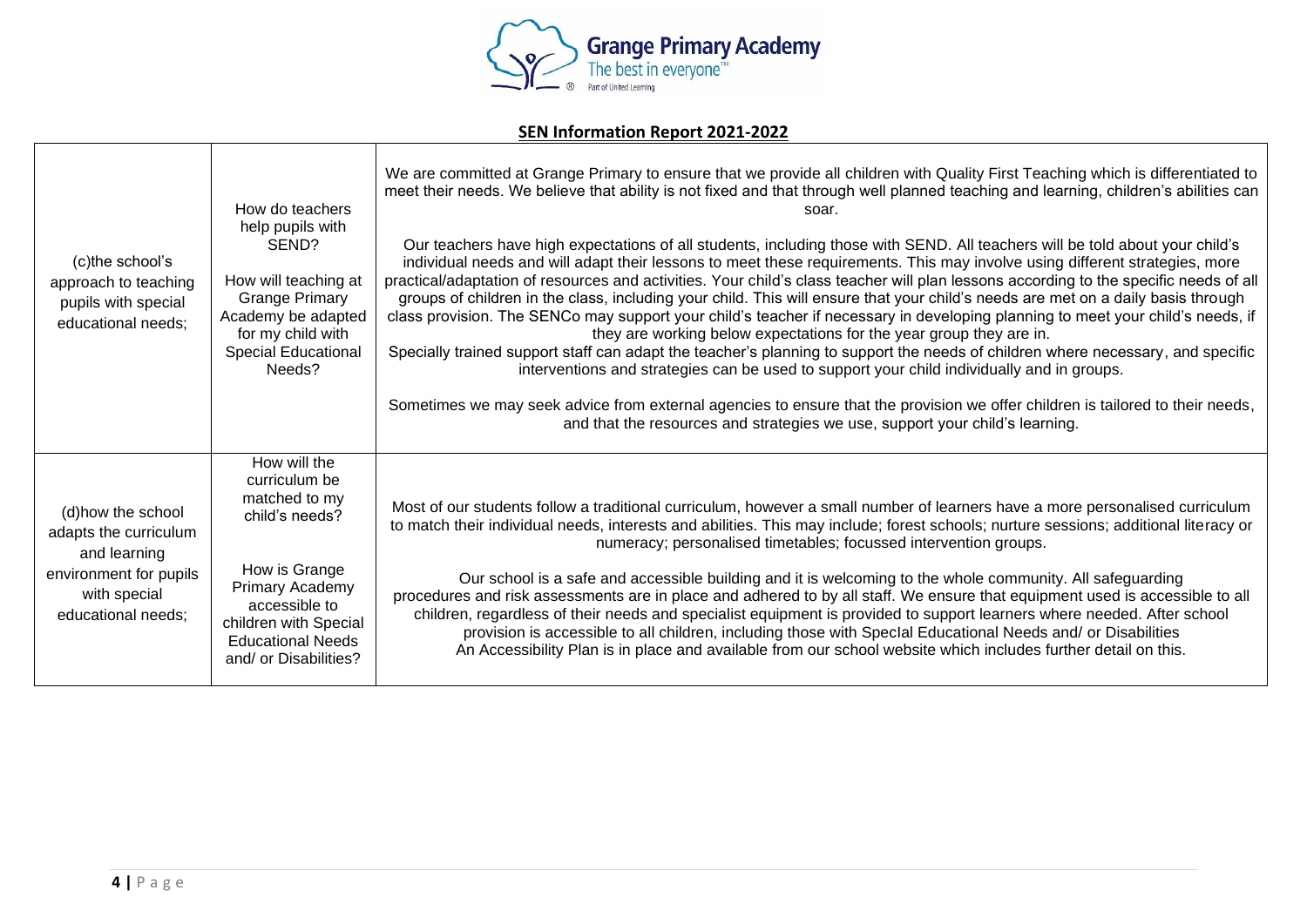## SEN Information Report 2021-2022

| | | |
|---|---|---|
| (c)the school's approach to teaching pupils with special educational needs; | How do teachers help pupils with SEND?<br><br>How will teaching at Grange Primary Academy be adapted for my child with Special Educational Needs? | We are committed at Grange Primary to ensure that we provide all children with Quality First Teaching which is differentiated to meet their needs. We believe that ability is not fixed and that through well planned teaching and learning, children's abilities can soar.<br><br>Our teachers have high expectations of all students, including those with SEND. All teachers will be told about your child's individual needs and will adapt their lessons to meet these requirements. This may involve using different strategies, more practical/adaptation of resources and activities. Your child's class teacher will plan lessons according to the specific needs of all groups of children in the class, including your child. This will ensure that your child's needs are met on a daily basis through class provision. The SENCo may support your child's teacher if necessary in developing planning to meet your child's needs, if they are working below expectations for the year group they are in.<br>Specially trained support staff can adapt the teacher's planning to support the needs of children where necessary, and specific interventions and strategies can be used to support your child individually and in groups.<br><br>Sometimes we may seek advice from external agencies to ensure that the provision we offer children is tailored to their needs, and that the resources and strategies we use, support your child's learning. |
| (d)how the school adapts the curriculum and learning environment for pupils with special educational needs; | How will the curriculum be matched to my child's needs?<br><br>How is Grange Primary Academy accessible to children with Special Educational Needs and/ or Disabilities? | Most of our students follow a traditional curriculum, however a small number of learners have a more personalised curriculum to match their individual needs, interests and abilities. This may include; forest schools; nurture sessions; additional literacy or numeracy; personalised timetables; focussed intervention groups.<br><br>Our school is a safe and accessible building and it is welcoming to the whole community. All safeguarding procedures and risk assessments are in place and adhered to by all staff. We ensure that equipment used is accessible to all children, regardless of their needs and specialist equipment is provided to support learners where needed. After school provision is accessible to all children, including those with SpecIal Educational Needs and/ or Disabilities<br>An Accessibility Plan is in place and available from our school website which includes further detail on this. |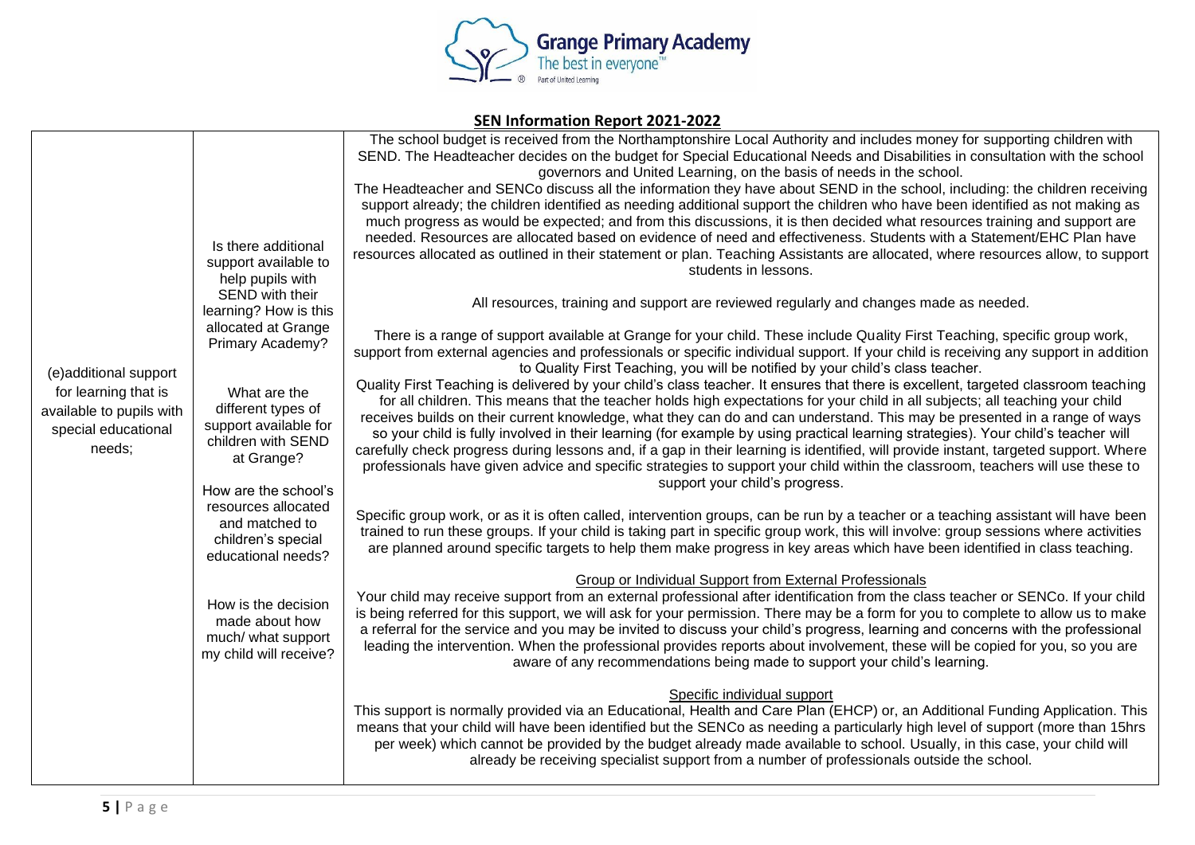## SEN Information Report 2021-2022

| | | |
|---|---|---|
| (e)additional support for learning that is available to pupils with special educational needs; | Is there additional support available to help pupils with SEND with their learning? How is this allocated at Grange Primary Academy?<br><br>What are the different types of support available for children with SEND at Grange?<br><br>How are the school's resources allocated and matched to children's special educational needs?<br><br>How is the decision made about how much/ what support my child will receive? | The school budget is received from the Northamptonshire Local Authority and includes money for supporting children with SEND. The Headteacher decides on the budget for Special Educational Needs and Disabilities in consultation with the school governors and United Learning, on the basis of needs in the school.<br>The Headteacher and SENCo discuss all the information they have about SEND in the school, including: the children receiving support already; the children identified as needing additional support the children who have been identified as not making as much progress as would be expected; and from this discussions, it is then decided what resources training and support are needed. Resources are allocated based on evidence of need and effectiveness. Students with a Statement/EHC Plan have resources allocated as outlined in their statement or plan. Teaching Assistants are allocated, where resources allow, to support students in lessons.<br><br>All resources, training and support are reviewed regularly and changes made as needed.<br><br>There is a range of support available at Grange for your child. These include Quality First Teaching, specific group work, support from external agencies and professionals or specific individual support. If your child is receiving any support in addition to Quality First Teaching, you will be notified by your child's class teacher.<br>Quality First Teaching is delivered by your child's class teacher. It ensures that there is excellent, targeted classroom teaching for all children. This means that the teacher holds high expectations for your child in all subjects; all teaching your child receives builds on their current knowledge, what they can do and can understand. This may be presented in a range of ways so your child is fully involved in their learning (for example by using practical learning strategies). Your child's teacher will carefully check progress during lessons and, if a gap in their learning is identified, will provide instant, targeted support. Where professionals have given advice and specific strategies to support your child within the classroom, teachers will use these to support your child's progress.<br><br>Specific group work, or as it is often called, intervention groups, can be run by a teacher or a teaching assistant will have been trained to run these groups. If your child is taking part in specific group work, this will involve: group sessions where activities are planned around specific targets to help them make progress in key areas which have been identified in class teaching.<br><br>Group or Individual Support from External Professionals<br>Your child may receive support from an external professional after identification from the class teacher or SENCo. If your child is being referred for this support, we will ask for your permission. There may be a form for you to complete to allow us to make a referral for the service and you may be invited to discuss your child's progress, learning and concerns with the professional leading the intervention. When the professional provides reports about involvement, these will be copied for you, so you are aware of any recommendations being made to support your child's learning.<br><br>Specific individual support<br>This support is normally provided via an Educational, Health and Care Plan (EHCP) or, an Additional Funding Application. This means that your child will have been identified but the SENCo as needing a particularly high level of support (more than 15hrs per week) which cannot be provided by the budget already made available to school. Usually, in this case, your child will already be receiving specialist support from a number of professionals outside the school. |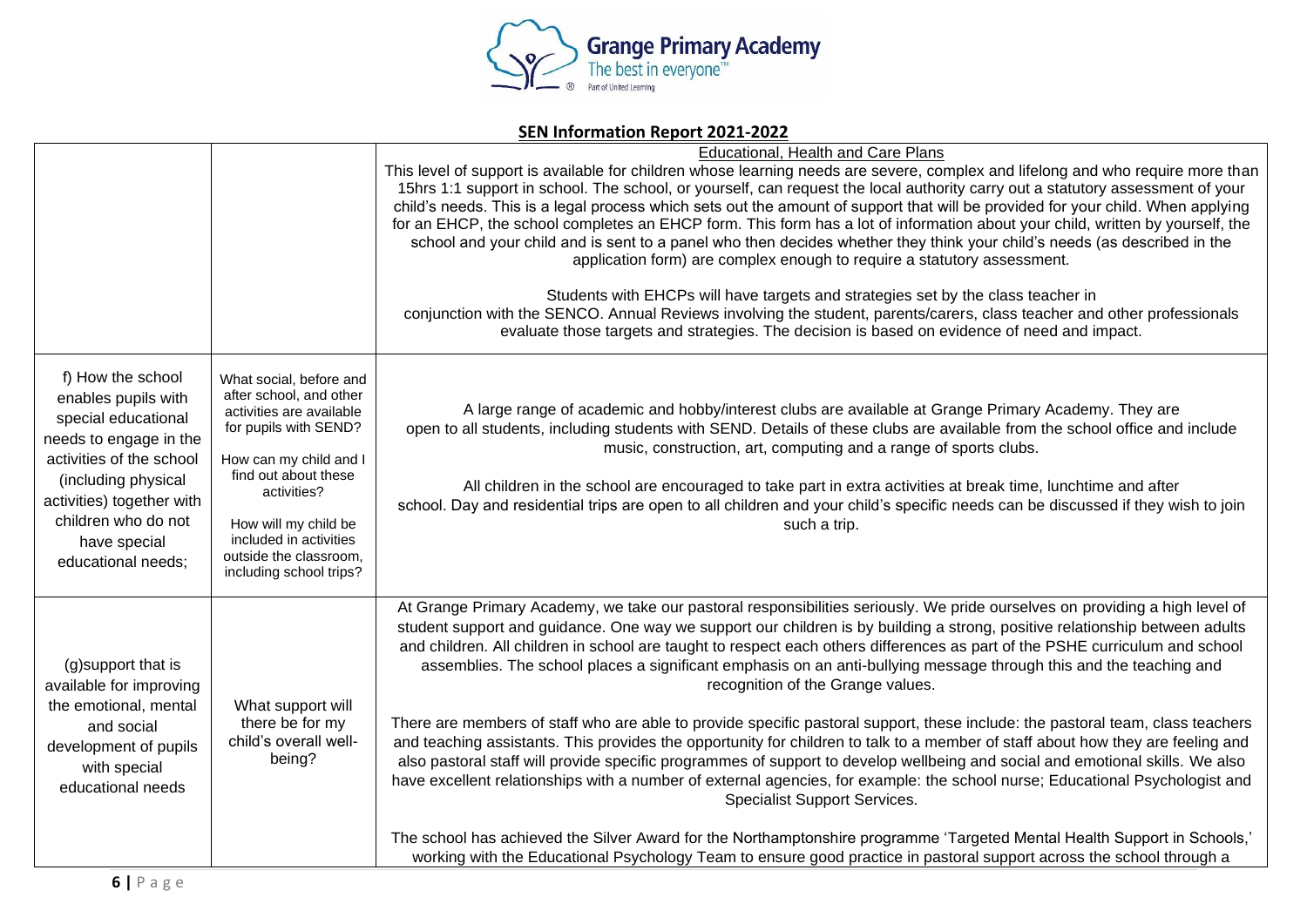## SEN Information Report 2021-2022

| | | |
|---|---|---|
| | | Educational, Health and Care Plans<br>This level of support is available for children whose learning needs are severe, complex and lifelong and who require more than 15hrs 1:1 support in school. The school, or yourself, can request the local authority carry out a statutory assessment of your child's needs. This is a legal process which sets out the amount of support that will be provided for your child. When applying for an EHCP, the school completes an EHCP form. This form has a lot of information about your child, written by yourself, the school and your child and is sent to a panel who then decides whether they think your child's needs (as described in the application form) are complex enough to require a statutory assessment.<br><br>Students with EHCPs will have targets and strategies set by the class teacher in conjunction with the SENCO. Annual Reviews involving the student, parents/carers, class teacher and other professionals evaluate those targets and strategies. The decision is based on evidence of need and impact. |
| f) How the school enables pupils with special educational needs to engage in the activities of the school (including physical activities) together with children who do not have special educational needs; | What social, before and after school, and other activities are available for pupils with SEND?<br><br>How can my child and I find out about these activities?<br><br>How will my child be included in activities outside the classroom, including school trips? | A large range of academic and hobby/interest clubs are available at Grange Primary Academy. They are open to all students, including students with SEND. Details of these clubs are available from the school office and include music, construction, art, computing and a range of sports clubs.<br><br>All children in the school are encouraged to take part in extra activities at break time, lunchtime and after school. Day and residential trips are open to all children and your child's specific needs can be discussed if they wish to join such a trip. |
| (g)support that is available for improving the emotional, mental and social development of pupils with special educational needs | What support will there be for my child's overall well-being? | At Grange Primary Academy, we take our pastoral responsibilities seriously. We pride ourselves on providing a high level of student support and guidance. One way we support our children is by building a strong, positive relationship between adults and children. All children in school are taught to respect each others differences as part of the PSHE curriculum and school assemblies. The school places a significant emphasis on an anti-bullying message through this and the teaching and recognition of the Grange values.<br><br>There are members of staff who are able to provide specific pastoral support, these include: the pastoral team, class teachers and teaching assistants. This provides the opportunity for children to talk to a member of staff about how they are feeling and also pastoral staff will provide specific programmes of support to develop wellbeing and social and emotional skills. We also have excellent relationships with a number of external agencies, for example: the school nurse; Educational Psychologist and Specialist Support Services.<br><br>The school has achieved the Silver Award for the Northamptonshire programme 'Targeted Mental Health Support in Schools,' working with the Educational Psychology Team to ensure good practice in pastoral support across the school through a |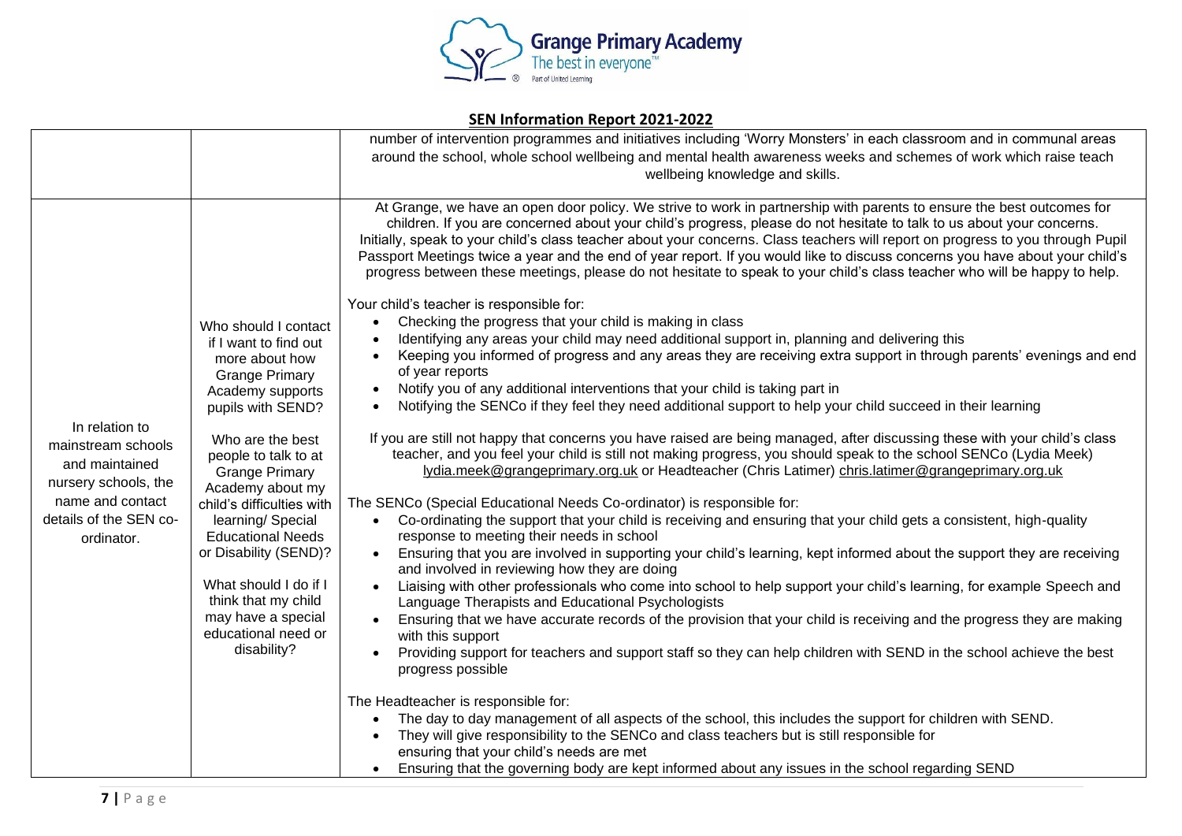## SEN Information Report 2021-2022

| | | |
|---|---|---|
| | | number of intervention programmes and initiatives including 'Worry Monsters' in each classroom and in communal areas around the school, whole school wellbeing and mental health awareness weeks and schemes of work which raise teach wellbeing knowledge and skills. |
| In relation to mainstream schools and maintained nursery schools, the name and contact details of the SEN co-ordinator. | Who should I contact if I want to find out more about how Grange Primary Academy supports pupils with SEND?<br><br>Who are the best people to talk to at Grange Primary Academy about my child's difficulties with learning/ Special Educational Needs or Disability (SEND)?<br><br>What should I do if I think that my child may have a special educational need or disability? | At Grange, we have an open door policy. We strive to work in partnership with parents to ensure the best outcomes for children. If you are concerned about your child's progress, please do not hesitate to talk to us about your concerns. Initially, speak to your child's class teacher about your concerns. Class teachers will report on progress to you through Pupil Passport Meetings twice a year and the end of year report. If you would like to discuss concerns you have about your child's progress between these meetings, please do not hesitate to speak to your child's class teacher who will be happy to help.<br><br>Your child's teacher is responsible for:<br>• Checking the progress that your child is making in class<br>• Identifying any areas your child may need additional support in, planning and delivering this<br>• Keeping you informed of progress and any areas they are receiving extra support in through parents' evenings and end of year reports<br>• Notify you of any additional interventions that your child is taking part in<br>• Notifying the SENCo if they feel they need additional support to help your child succeed in their learning<br><br>If you are still not happy that concerns you have raised are being managed, after discussing these with your child's class teacher, and you feel your child is still not making progress, you should speak to the school SENCo (Lydia Meek) lydia.meek@grangeprimary.org.uk or Headteacher (Chris Latimer) chris.latimer@grangeprimary.org.uk<br><br>The SENCo (Special Educational Needs Co-ordinator) is responsible for:<br>• Co-ordinating the support that your child is receiving and ensuring that your child gets a consistent, high-quality response to meeting their needs in school<br>• Ensuring that you are involved in supporting your child's learning, kept informed about the support they are receiving and involved in reviewing how they are doing<br>• Liaising with other professionals who come into school to help support your child's learning, for example Speech and Language Therapists and Educational Psychologists<br>• Ensuring that we have accurate records of the provision that your child is receiving and the progress they are making with this support<br>• Providing support for teachers and support staff so they can help children with SEND in the school achieve the best progress possible<br><br>The Headteacher is responsible for:<br>• The day to day management of all aspects of the school, this includes the support for children with SEND.<br>• They will give responsibility to the SENCo and class teachers but is still responsible for ensuring that your child's needs are met<br>• Ensuring that the governing body are kept informed about any issues in the school regarding SEND |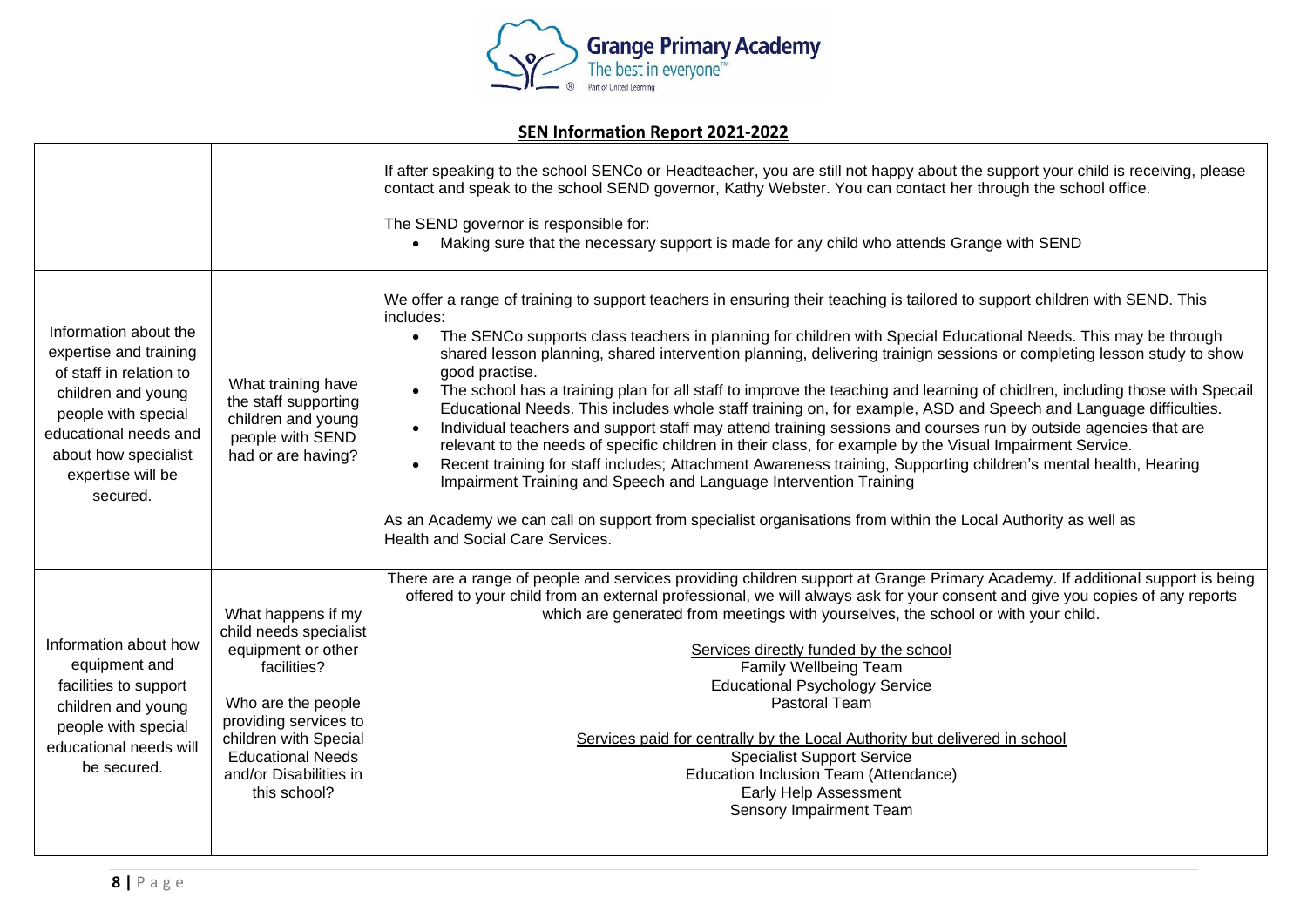**SEN Information Report 2021-2022**

| | | |
|---|---|---|
| | | If after speaking to the school SENCo or Headteacher, you are still not happy about the support your child is receiving, please contact and speak to the school SEND governor, Kathy Webster. You can contact her through the school office.<br><br>The SEND governor is responsible for:<br>• Making sure that the necessary support is made for any child who attends Grange with SEND |
| Information about the expertise and training of staff in relation to children and young people with special educational needs and about how specialist expertise will be secured. | What training have the staff supporting children and young people with SEND had or are having? | We offer a range of training to support teachers in ensuring their teaching is tailored to support children with SEND. This includes:<br>• The SENCo supports class teachers in planning for children with Special Educational Needs. This may be through shared lesson planning, shared intervention planning, delivering trainign sessions or completing lesson study to show good practise.<br>• The school has a training plan for all staff to improve the teaching and learning of chidlren, including those with Specail Educational Needs. This includes whole staff training on, for example, ASD and Speech and Language difficulties.<br>• Individual teachers and support staff may attend training sessions and courses run by outside agencies that are relevant to the needs of specific children in their class, for example by the Visual Impairment Service.<br>• Recent training for staff includes; Attachment Awareness training, Supporting children's mental health, Hearing Impairment Training and Speech and Language Intervention Training<br><br>As an Academy we can call on support from specialist organisations from within the Local Authority as well as Health and Social Care Services. |
| Information about how equipment and facilities to support children and young people with special educational needs will be secured. | What happens if my child needs specialist equipment or other facilities?<br><br>Who are the people providing services to children with Special Educational Needs and/or Disabilities in this school? | There are a range of people and services providing children support at Grange Primary Academy. If additional support is being offered to your child from an external professional, we will always ask for your consent and give you copies of any reports which are generated from meetings with yourselves, the school or with your child.<br><br>Services directly funded by the school<br>Family Wellbeing Team<br>Educational Psychology Service<br>Pastoral Team<br><br>Services paid for centrally by the Local Authority but delivered in school<br>Specialist Support Service<br>Education Inclusion Team (Attendance)<br>Early Help Assessment<br>Sensory Impairment Team |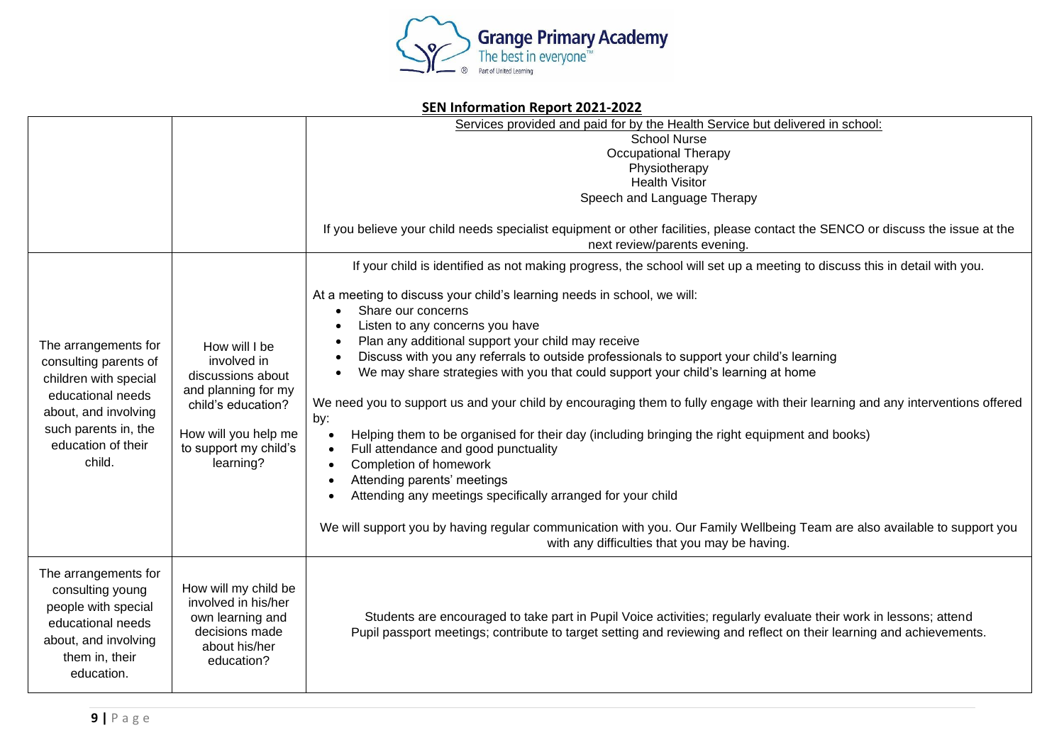## SEN Information Report 2021-2022

| | | |
|---|---|---|
| | | Services provided and paid for by the Health Service but delivered in school:<br>School Nurse<br>Occupational Therapy<br>Physiotherapy<br>Health Visitor<br>Speech and Language Therapy<br><br>If you believe your child needs specialist equipment or other facilities, please contact the SENCO or discuss the issue at the next review/parents evening. |
| The arrangements for consulting parents of children with special educational needs about, and involving such parents in, the education of their child. | How will I be involved in discussions about and planning for my child's education?<br><br>How will you help me to support my child's learning? | If your child is identified as not making progress, the school will set up a meeting to discuss this in detail with you.<br><br>At a meeting to discuss your child's learning needs in school, we will:<br>• Share our concerns<br>• Listen to any concerns you have<br>• Plan any additional support your child may receive<br>• Discuss with you any referrals to outside professionals to support your child's learning<br>• We may share strategies with you that could support your child's learning at home<br><br>We need you to support us and your child by encouraging them to fully engage with their learning and any interventions offered by:<br>• Helping them to be organised for their day (including bringing the right equipment and books)<br>• Full attendance and good punctuality<br>• Completion of homework<br>• Attending parents' meetings<br>• Attending any meetings specifically arranged for your child<br><br>We will support you by having regular communication with you. Our Family Wellbeing Team are also available to support you with any difficulties that you may be having. |
| The arrangements for consulting young people with special educational needs about, and involving them in, their education. | How will my child be involved in his/her own learning and decisions made about his/her education? | Students are encouraged to take part in Pupil Voice activities; regularly evaluate their work in lessons; attend Pupil passport meetings; contribute to target setting and reviewing and reflect on their learning and achievements. |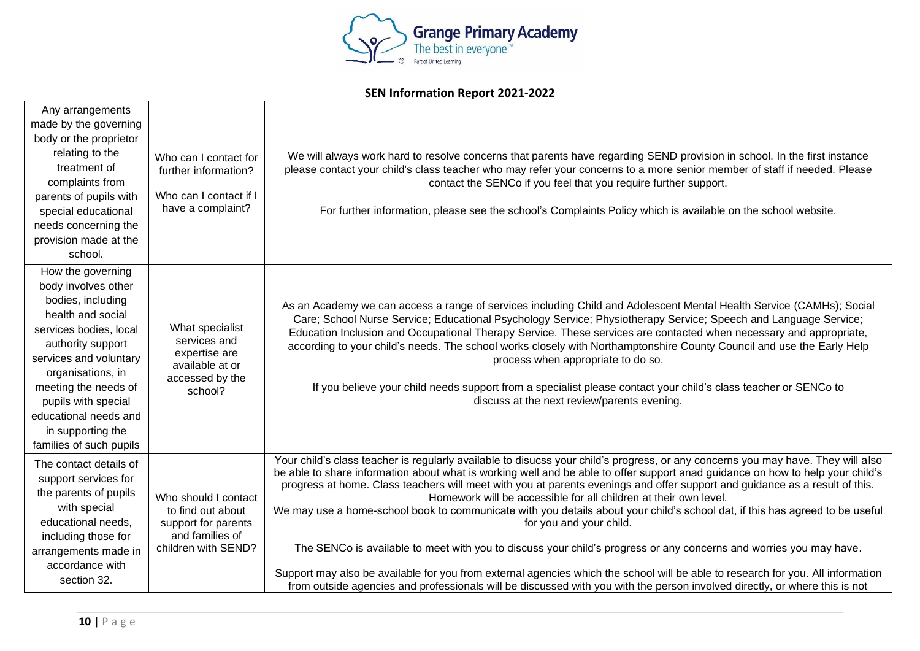## SEN Information Report 2021-2022

| | | |
|---|---|---|
| Any arrangements made by the governing body or the proprietor relating to the treatment of complaints from parents of pupils with special educational needs concerning the provision made at the school. | Who can I contact for further information?<br><br>Who can I contact if I have a complaint? | We will always work hard to resolve concerns that parents have regarding SEND provision in school. In the first instance please contact your child's class teacher who may refer your concerns to a more senior member of staff if needed. Please contact the SENCo if you feel that you require further support.<br><br>For further information, please see the school's Complaints Policy which is available on the school website. |
| How the governing body involves other bodies, including health and social services bodies, local authority support services and voluntary organisations, in meeting the needs of pupils with special educational needs and in supporting the families of such pupils | What specialist services and expertise are available at or accessed by the school? | As an Academy we can access a range of services including Child and Adolescent Mental Health Service (CAMHs); Social Care; School Nurse Service; Educational Psychology Service; Physiotherapy Service; Speech and Language Service; Education Inclusion and Occupational Therapy Service. These services are contacted when necessary and appropriate, according to your child's needs. The school works closely with Northamptonshire County Council and use the Early Help process when appropriate to do so.<br><br>If you believe your child needs support from a specialist please contact your child's class teacher or SENCo to discuss at the next review/parents evening. |
| The contact details of support services for the parents of pupils with special educational needs, including those for arrangements made in accordance with section 32. | Who should I contact to find out about support for parents and families of children with SEND? | Your child's class teacher is regularly available to disucss your child's progress, or any concerns you may have. They will also be able to share information about what is working well and be able to offer support anad guidance on how to help your child's progress at home. Class teachers will meet with you at parents evenings and offer support and guidance as a result of this. Homework will be accessible for all children at their own level.<br>We may use a home-school book to communicate with you details about your child's school dat, if this has agreed to be useful for you and your child.<br><br>The SENCo is available to meet with you to discuss your child's progress or any concerns and worries you may have.<br><br>Support may also be available for you from external agencies which the school will be able to research for you. All information from outside agencies and professionals will be discussed with you with the person involved directly, or where this is not |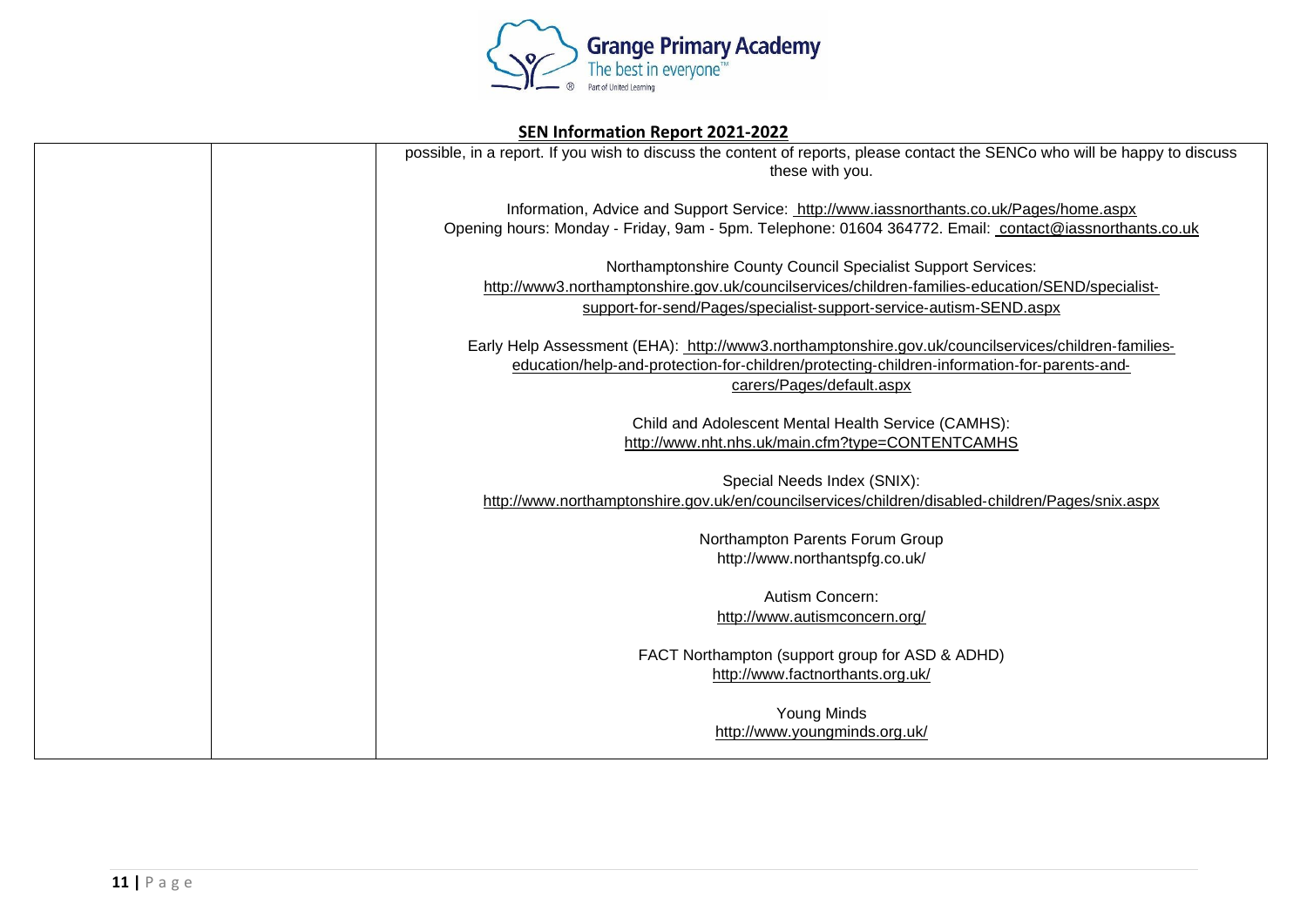## SEN Information Report 2021-2022

| | | |
|---|---|---|
| | | possible, in a report. If you wish to discuss the content of reports, please contact the SENCo who will be happy to discuss these with you.<br><br>Information, Advice and Support Service: http://www.iassnorthants.co.uk/Pages/home.aspx<br>Opening hours: Monday - Friday, 9am - 5pm. Telephone: 01604 364772. Email: contact@iassnorthants.co.uk<br><br>Northamptonshire County Council Specialist Support Services:<br>http://www3.northamptonshire.gov.uk/councilservices/children-families-education/SEND/specialist-support-for-send/Pages/specialist-support-service-autism-SEND.aspx<br><br>Early Help Assessment (EHA): http://www3.northamptonshire.gov.uk/councilservices/children-families-education/help-and-protection-for-children/protecting-children-information-for-parents-and-carers/Pages/default.aspx<br><br>Child and Adolescent Mental Health Service (CAMHS):<br>http://www.nht.nhs.uk/main.cfm?type=CONTENTCAMHS<br><br>Special Needs Index (SNIX):<br>http://www.northamptonshire.gov.uk/en/councilservices/children/disabled-children/Pages/snix.aspx<br><br>Northampton Parents Forum Group<br>http://www.northantspfg.co.uk/<br><br>Autism Concern:<br>http://www.autismconcern.org/<br><br>FACT Northampton (support group for ASD & ADHD)<br>http://www.factnorthants.org.uk/<br><br>Young Minds<br>http://www.youngminds.org.uk/ |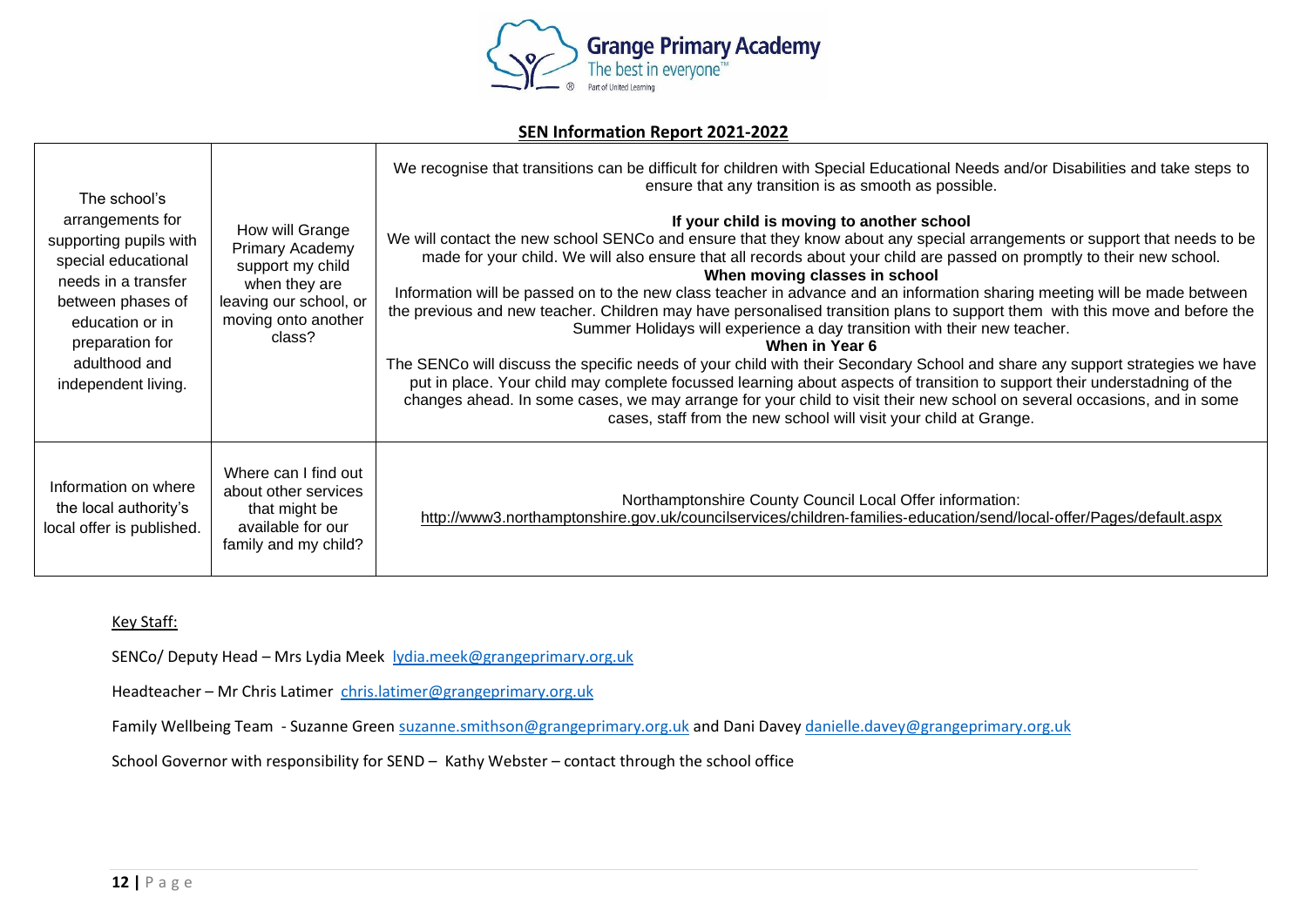**SEN Information Report 2021-2022**

| | | |
|---|---|---|
| The school's arrangements for supporting pupils with special educational needs in a transfer between phases of education or in preparation for adulthood and independent living. | How will Grange Primary Academy support my child when they are leaving our school, or moving onto another class? | We recognise that transitions can be difficult for children with Special Educational Needs and/or Disabilities and take steps to ensure that any transition is as smooth as possible.<br><br>**If your child is moving to another school**<br>We will contact the new school SENCo and ensure that they know about any special arrangements or support that needs to be made for your child. We will also ensure that all records about your child are passed on promptly to their new school.<br>**When moving classes in school**<br>Information will be passed on to the new class teacher in advance and an information sharing meeting will be made between the previous and new teacher. Children may have personalised transition plans to support them with this move and before the Summer Holidays will experience a day transition with their new teacher.<br>**When in Year 6**<br>The SENCo will discuss the specific needs of your child with their Secondary School and share any support strategies we have put in place. Your child may complete focussed learning about aspects of transition to support their understadning of the changes ahead. In some cases, we may arrange for your child to visit their new school on several occasions, and in some cases, staff from the new school will visit your child at Grange. |
| Information on where the local authority's local offer is published. | Where can I find out about other services that might be available for our family and my child? | Northamptonshire County Council Local Offer information:<br>http://www3.northamptonshire.gov.uk/councilservices/children-families-education/send/local-offer/Pages/default.aspx |

Key Staff:

SENCo/ Deputy Head – Mrs Lydia Meek lydia.meek@grangeprimary.org.uk

Headteacher – Mr Chris Latimer chris.latimer@grangeprimary.org.uk

Family Wellbeing Team - Suzanne Green suzanne.smithson@grangeprimary.org.uk and Dani Davey danielle.davey@grangeprimary.org.uk

School Governor with responsibility for SEND – Kathy Webster – contact through the school office